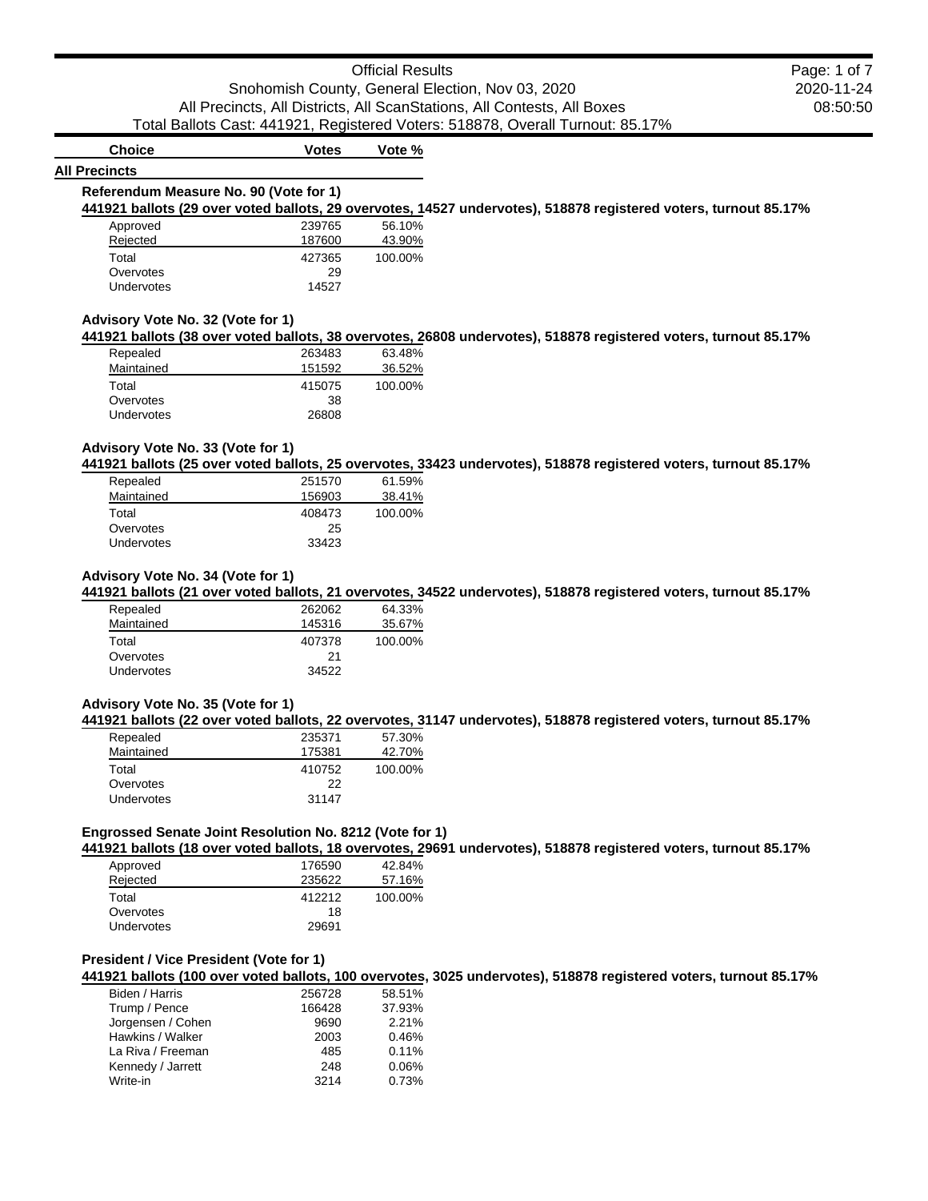# Official Results

## Snohomish County, General Election, Nov 03, 2020

All Precincts, All Districts, All ScanStations, All Contests, All Boxes

Total Ballots Cast: 441921, Registered Voters: 518878, Overall Turnout: 85.17%

2020-11-24 08:50:50

| Choice | Votes | Vote % |
|---|---|---|

**All Precincts**

### Referendum Measure No. 90 (Vote for 1)

**441921 ballots (29 over voted ballots, 29 overvotes, 14527 undervotes), 518878 registered voters, turnout 85.17%**

| Choice | Votes | Vote % |
|---|---|---|
| Approved | 239765 | 56.10% |
| Rejected | 187600 | 43.90% |
| Total | 427365 | 100.00% |
| Overvotes | 29 | |
| Undervotes | 14527 | |

### Advisory Vote No. 32 (Vote for 1)

**441921 ballots (38 over voted ballots, 38 overvotes, 26808 undervotes), 518878 registered voters, turnout 85.17%**

| Choice | Votes | Vote % |
|---|---|---|
| Repealed | 263483 | 63.48% |
| Maintained | 151592 | 36.52% |
| Total | 415075 | 100.00% |
| Overvotes | 38 | |
| Undervotes | 26808 | |

### Advisory Vote No. 33 (Vote for 1)

**441921 ballots (25 over voted ballots, 25 overvotes, 33423 undervotes), 518878 registered voters, turnout 85.17%**

| Choice | Votes | Vote % |
|---|---|---|
| Repealed | 251570 | 61.59% |
| Maintained | 156903 | 38.41% |
| Total | 408473 | 100.00% |
| Overvotes | 25 | |
| Undervotes | 33423 | |

### Advisory Vote No. 34 (Vote for 1)

**441921 ballots (21 over voted ballots, 21 overvotes, 34522 undervotes), 518878 registered voters, turnout 85.17%**

| Choice | Votes | Vote % |
|---|---|---|
| Repealed | 262062 | 64.33% |
| Maintained | 145316 | 35.67% |
| Total | 407378 | 100.00% |
| Overvotes | 21 | |
| Undervotes | 34522 | |

### Advisory Vote No. 35 (Vote for 1)

**441921 ballots (22 over voted ballots, 22 overvotes, 31147 undervotes), 518878 registered voters, turnout 85.17%**

| Choice | Votes | Vote % |
|---|---|---|
| Repealed | 235371 | 57.30% |
| Maintained | 175381 | 42.70% |
| Total | 410752 | 100.00% |
| Overvotes | 22 | |
| Undervotes | 31147 | |

### Engrossed Senate Joint Resolution No. 8212 (Vote for 1)

**441921 ballots (18 over voted ballots, 18 overvotes, 29691 undervotes), 518878 registered voters, turnout 85.17%**

| Choice | Votes | Vote % |
|---|---|---|
| Approved | 176590 | 42.84% |
| Rejected | 235622 | 57.16% |
| Total | 412212 | 100.00% |
| Overvotes | 18 | |
| Undervotes | 29691 | |

### President / Vice President (Vote for 1)

**441921 ballots (100 over voted ballots, 100 overvotes, 3025 undervotes), 518878 registered voters, turnout 85.17%**

| Choice | Votes | Vote % |
|---|---|---|
| Biden / Harris | 256728 | 58.51% |
| Trump / Pence | 166428 | 37.93% |
| Jorgensen / Cohen | 9690 | 2.21% |
| Hawkins / Walker | 2003 | 0.46% |
| La Riva / Freeman | 485 | 0.11% |
| Kennedy / Jarrett | 248 | 0.06% |
| Write-in | 3214 | 0.73% |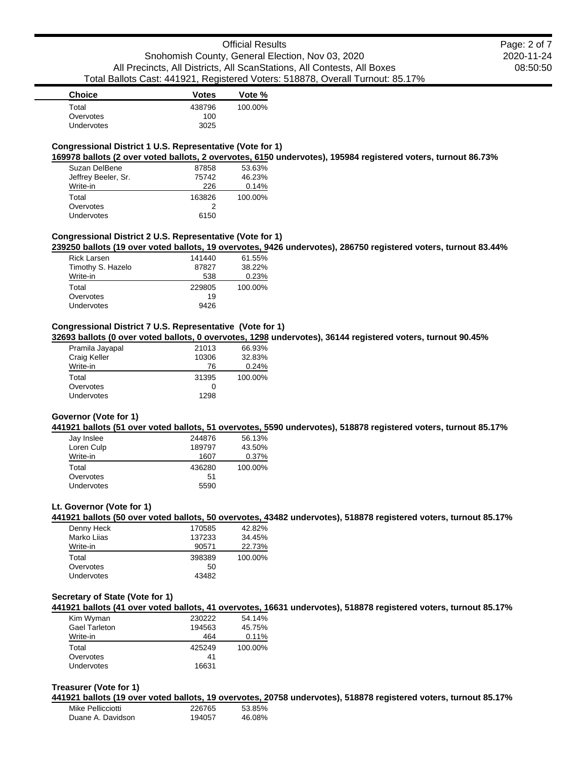| Choice | Votes | Vote % |
|---|---|---|
| Total | 438796 | 100.00% |
| Overvotes | 100 | |
| Undervotes | 3025 | |

### Congressional District 1 U.S. Representative (Vote for 1)

**169978 ballots (2 over voted ballots, 2 overvotes, 6150 undervotes), 195984 registered voters, turnout 86.73%**

| Choice | Votes | Vote % |
|---|---|---|
| Suzan DelBene | 87858 | 53.63% |
| Jeffrey Beeler, Sr. | 75742 | 46.23% |
| Write-in | 226 | 0.14% |
| Total | 163826 | 100.00% |
| Overvotes | 2 | |
| Undervotes | 6150 | |

### Congressional District 2 U.S. Representative (Vote for 1)

**239250 ballots (19 over voted ballots, 19 overvotes, 9426 undervotes), 286750 registered voters, turnout 83.44%**

| Choice | Votes | Vote % |
|---|---|---|
| Rick Larsen | 141440 | 61.55% |
| Timothy S. Hazelo | 87827 | 38.22% |
| Write-in | 538 | 0.23% |
| Total | 229805 | 100.00% |
| Overvotes | 19 | |
| Undervotes | 9426 | |

### Congressional District 7 U.S. Representative (Vote for 1)

**32693 ballots (0 over voted ballots, 0 overvotes, 1298 undervotes), 36144 registered voters, turnout 90.45%**

| Choice | Votes | Vote % |
|---|---|---|
| Pramila Jayapal | 21013 | 66.93% |
| Craig Keller | 10306 | 32.83% |
| Write-in | 76 | 0.24% |
| Total | 31395 | 100.00% |
| Overvotes | 0 | |
| Undervotes | 1298 | |

### Governor (Vote for 1)

**441921 ballots (51 over voted ballots, 51 overvotes, 5590 undervotes), 518878 registered voters, turnout 85.17%**

| Choice | Votes | Vote % |
|---|---|---|
| Jay Inslee | 244876 | 56.13% |
| Loren Culp | 189797 | 43.50% |
| Write-in | 1607 | 0.37% |
| Total | 436280 | 100.00% |
| Overvotes | 51 | |
| Undervotes | 5590 | |

### Lt. Governor (Vote for 1)

**441921 ballots (50 over voted ballots, 50 overvotes, 43482 undervotes), 518878 registered voters, turnout 85.17%**

| Choice | Votes | Vote % |
|---|---|---|
| Denny Heck | 170585 | 42.82% |
| Marko Liias | 137233 | 34.45% |
| Write-in | 90571 | 22.73% |
| Total | 398389 | 100.00% |
| Overvotes | 50 | |
| Undervotes | 43482 | |

### Secretary of State (Vote for 1)

**441921 ballots (41 over voted ballots, 41 overvotes, 16631 undervotes), 518878 registered voters, turnout 85.17%**

| Choice | Votes | Vote % |
|---|---|---|
| Kim Wyman | 230222 | 54.14% |
| Gael Tarleton | 194563 | 45.75% |
| Write-in | 464 | 0.11% |
| Total | 425249 | 100.00% |
| Overvotes | 41 | |
| Undervotes | 16631 | |

### Treasurer (Vote for 1)

**441921 ballots (19 over voted ballots, 19 overvotes, 20758 undervotes), 518878 registered voters, turnout 85.17%**

| Choice | Votes | Vote % |
|---|---|---|
| Mike Pellicciotti | 226765 | 53.85% |
| Duane A. Davidson | 194057 | 46.08% |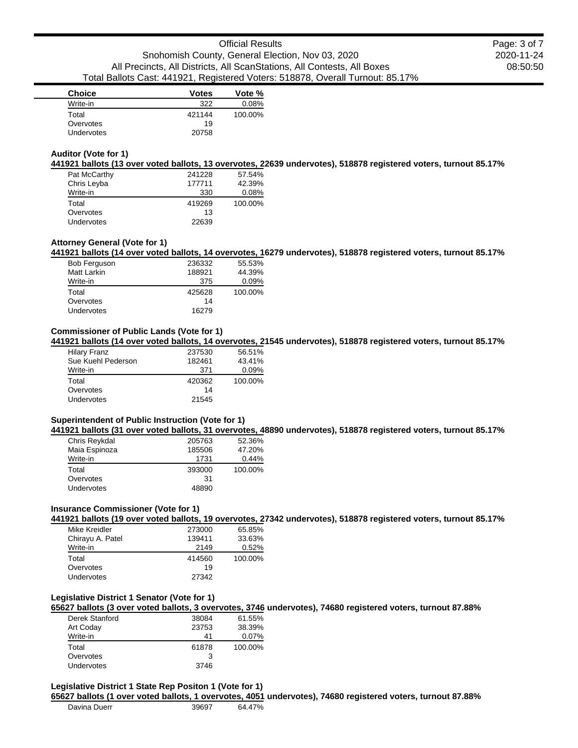| Choice | Votes | Vote % |
|---|---|---|
| Write-in | 322 | 0.08% |
| Total | 421144 | 100.00% |
| Overvotes | 19 | |
| Undervotes | 20758 | |

### Auditor (Vote for 1)

**441921 ballots (13 over voted ballots, 13 overvotes, 22639 undervotes), 518878 registered voters, turnout 85.17%**

| Choice | Votes | Vote % |
|---|---|---|
| Pat McCarthy | 241228 | 57.54% |
| Chris Leyba | 177711 | 42.39% |
| Write-in | 330 | 0.08% |
| Total | 419269 | 100.00% |
| Overvotes | 13 | |
| Undervotes | 22639 | |

### Attorney General (Vote for 1)

**441921 ballots (14 over voted ballots, 14 overvotes, 16279 undervotes), 518878 registered voters, turnout 85.17%**

| Choice | Votes | Vote % |
|---|---|---|
| Bob Ferguson | 236332 | 55.53% |
| Matt Larkin | 188921 | 44.39% |
| Write-in | 375 | 0.09% |
| Total | 425628 | 100.00% |
| Overvotes | 14 | |
| Undervotes | 16279 | |

### Commissioner of Public Lands (Vote for 1)

**441921 ballots (14 over voted ballots, 14 overvotes, 21545 undervotes), 518878 registered voters, turnout 85.17%**

| Choice | Votes | Vote % |
|---|---|---|
| Hilary Franz | 237530 | 56.51% |
| Sue Kuehl Pederson | 182461 | 43.41% |
| Write-in | 371 | 0.09% |
| Total | 420362 | 100.00% |
| Overvotes | 14 | |
| Undervotes | 21545 | |

### Superintendent of Public Instruction (Vote for 1)

**441921 ballots (31 over voted ballots, 31 overvotes, 48890 undervotes), 518878 registered voters, turnout 85.17%**

| Choice | Votes | Vote % |
|---|---|---|
| Chris Reykdal | 205763 | 52.36% |
| Maia Espinoza | 185506 | 47.20% |
| Write-in | 1731 | 0.44% |
| Total | 393000 | 100.00% |
| Overvotes | 31 | |
| Undervotes | 48890 | |

### Insurance Commissioner (Vote for 1)

**441921 ballots (19 over voted ballots, 19 overvotes, 27342 undervotes), 518878 registered voters, turnout 85.17%**

| Choice | Votes | Vote % |
|---|---|---|
| Mike Kreidler | 273000 | 65.85% |
| Chirayu A. Patel | 139411 | 33.63% |
| Write-in | 2149 | 0.52% |
| Total | 414560 | 100.00% |
| Overvotes | 19 | |
| Undervotes | 27342 | |

### Legislative District 1 Senator (Vote for 1)

**65627 ballots (3 over voted ballots, 3 overvotes, 3746 undervotes), 74680 registered voters, turnout 87.88%**

| Choice | Votes | Vote % |
|---|---|---|
| Derek Stanford | 38084 | 61.55% |
| Art Coday | 23753 | 38.39% |
| Write-in | 41 | 0.07% |
| Total | 61878 | 100.00% |
| Overvotes | 3 | |
| Undervotes | 3746 | |

### Legislative District 1 State Rep Positon 1 (Vote for 1)

**65627 ballots (1 over voted ballots, 1 overvotes, 4051 undervotes), 74680 registered voters, turnout 87.88%**

| Choice | Votes | Vote % |
|---|---|---|
| Davina Duerr | 39697 | 64.47% |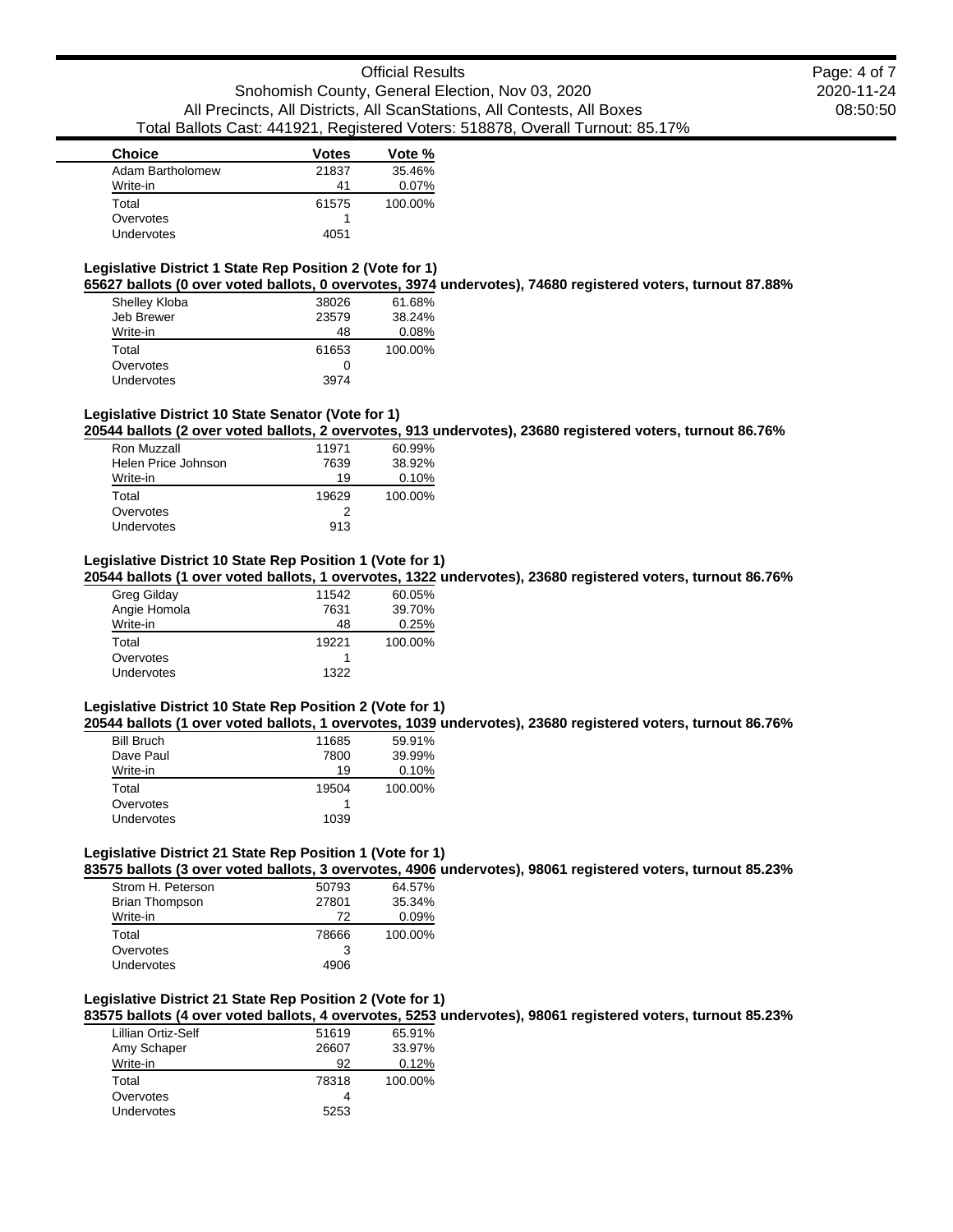| Choice | Votes | Vote % |
|---|---|---|
| Adam Bartholomew | 21837 | 35.46% |
| Write-in | 41 | 0.07% |
| Total | 61575 | 100.00% |
| Overvotes | 1 | |
| Undervotes | 4051 | |

### Legislative District 1 State Rep Position 2 (Vote for 1)

**65627 ballots (0 over voted ballots, 0 overvotes, 3974 undervotes), 74680 registered voters, turnout 87.88%**

| Choice | Votes | Vote % |
|---|---|---|
| Shelley Kloba | 38026 | 61.68% |
| Jeb Brewer | 23579 | 38.24% |
| Write-in | 48 | 0.08% |
| Total | 61653 | 100.00% |
| Overvotes | 0 | |
| Undervotes | 3974 | |

### Legislative District 10 State Senator (Vote for 1)

**20544 ballots (2 over voted ballots, 2 overvotes, 913 undervotes), 23680 registered voters, turnout 86.76%**

| Choice | Votes | Vote % |
|---|---|---|
| Ron Muzzall | 11971 | 60.99% |
| Helen Price Johnson | 7639 | 38.92% |
| Write-in | 19 | 0.10% |
| Total | 19629 | 100.00% |
| Overvotes | 2 | |
| Undervotes | 913 | |

### Legislative District 10 State Rep Position 1 (Vote for 1)

**20544 ballots (1 over voted ballots, 1 overvotes, 1322 undervotes), 23680 registered voters, turnout 86.76%**

| Choice | Votes | Vote % |
|---|---|---|
| Greg Gilday | 11542 | 60.05% |
| Angie Homola | 7631 | 39.70% |
| Write-in | 48 | 0.25% |
| Total | 19221 | 100.00% |
| Overvotes | 1 | |
| Undervotes | 1322 | |

### Legislative District 10 State Rep Position 2 (Vote for 1)

**20544 ballots (1 over voted ballots, 1 overvotes, 1039 undervotes), 23680 registered voters, turnout 86.76%**

| Choice | Votes | Vote % |
|---|---|---|
| Bill Bruch | 11685 | 59.91% |
| Dave Paul | 7800 | 39.99% |
| Write-in | 19 | 0.10% |
| Total | 19504 | 100.00% |
| Overvotes | 1 | |
| Undervotes | 1039 | |

### Legislative District 21 State Rep Position 1 (Vote for 1)

**83575 ballots (3 over voted ballots, 3 overvotes, 4906 undervotes), 98061 registered voters, turnout 85.23%**

| Choice | Votes | Vote % |
|---|---|---|
| Strom H. Peterson | 50793 | 64.57% |
| Brian Thompson | 27801 | 35.34% |
| Write-in | 72 | 0.09% |
| Total | 78666 | 100.00% |
| Overvotes | 3 | |
| Undervotes | 4906 | |

### Legislative District 21 State Rep Position 2 (Vote for 1)

**83575 ballots (4 over voted ballots, 4 overvotes, 5253 undervotes), 98061 registered voters, turnout 85.23%**

| Choice | Votes | Vote % |
|---|---|---|
| Lillian Ortiz-Self | 51619 | 65.91% |
| Amy Schaper | 26607 | 33.97% |
| Write-in | 92 | 0.12% |
| Total | 78318 | 100.00% |
| Overvotes | 4 | |
| Undervotes | 5253 | |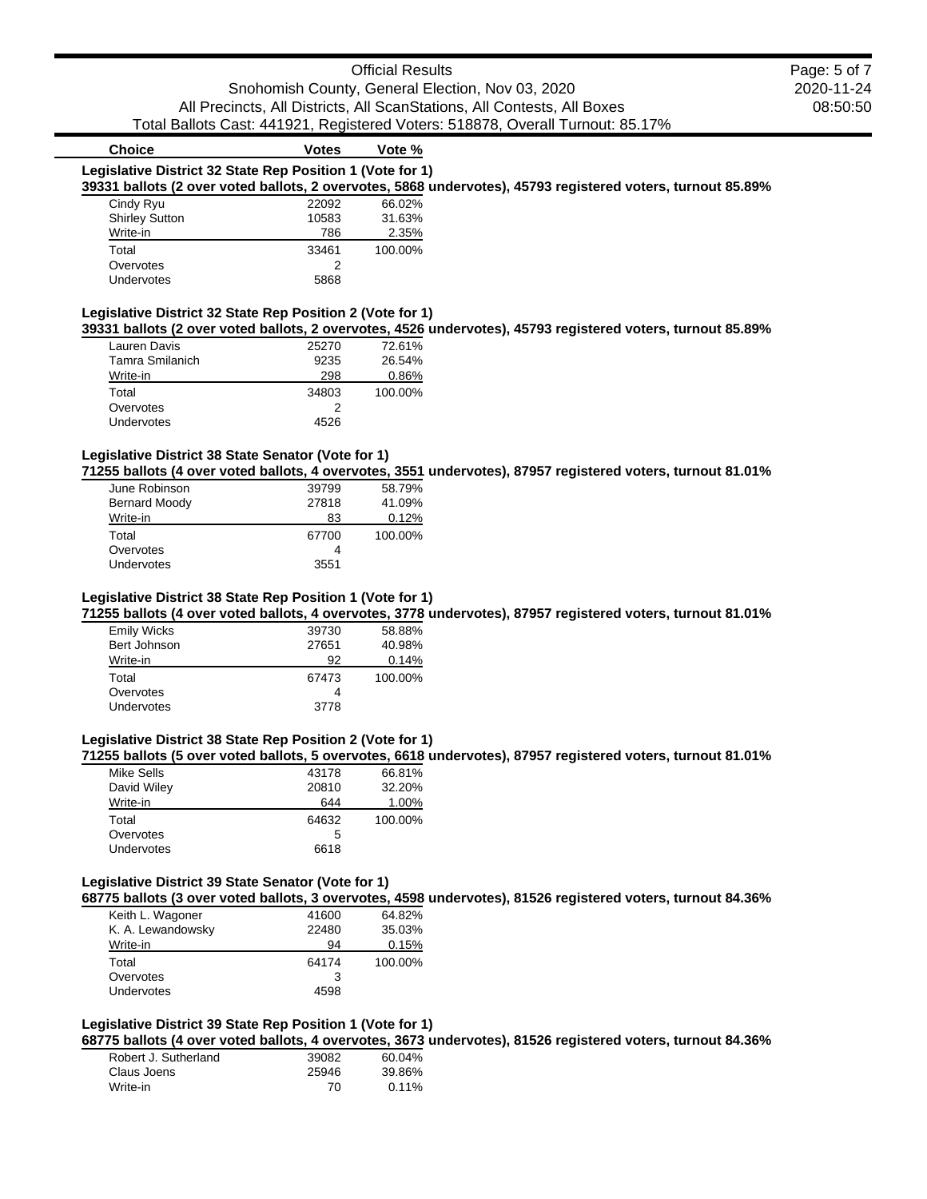Official Results

Snohomish County, General Election, Nov 03, 2020

All Precincts, All Districts, All ScanStations, All Contests, All Boxes

Total Ballots Cast: 441921, Registered Voters: 518878, Overall Turnout: 85.17%

### Legislative District 32 State Rep Position 1 (Vote for 1)

**39331 ballots (2 over voted ballots, 2 overvotes, 5868 undervotes), 45793 registered voters, turnout 85.89%**

| Choice | Votes | Vote % |
|---|---|---|
| Cindy Ryu | 22092 | 66.02% |
| Shirley Sutton | 10583 | 31.63% |
| Write-in | 786 | 2.35% |
| Total | 33461 | 100.00% |
| Overvotes | 2 | |
| Undervotes | 5868 | |

### Legislative District 32 State Rep Position 2 (Vote for 1)

**39331 ballots (2 over voted ballots, 2 overvotes, 4526 undervotes), 45793 registered voters, turnout 85.89%**

| Choice | Votes | Vote % |
|---|---|---|
| Lauren Davis | 25270 | 72.61% |
| Tamra Smilanich | 9235 | 26.54% |
| Write-in | 298 | 0.86% |
| Total | 34803 | 100.00% |
| Overvotes | 2 | |
| Undervotes | 4526 | |

### Legislative District 38 State Senator (Vote for 1)

**71255 ballots (4 over voted ballots, 4 overvotes, 3551 undervotes), 87957 registered voters, turnout 81.01%**

| Choice | Votes | Vote % |
|---|---|---|
| June Robinson | 39799 | 58.79% |
| Bernard Moody | 27818 | 41.09% |
| Write-in | 83 | 0.12% |
| Total | 67700 | 100.00% |
| Overvotes | 4 | |
| Undervotes | 3551 | |

### Legislative District 38 State Rep Position 1 (Vote for 1)

**71255 ballots (4 over voted ballots, 4 overvotes, 3778 undervotes), 87957 registered voters, turnout 81.01%**

| Choice | Votes | Vote % |
|---|---|---|
| Emily Wicks | 39730 | 58.88% |
| Bert Johnson | 27651 | 40.98% |
| Write-in | 92 | 0.14% |
| Total | 67473 | 100.00% |
| Overvotes | 4 | |
| Undervotes | 3778 | |

### Legislative District 38 State Rep Position 2 (Vote for 1)

**71255 ballots (5 over voted ballots, 5 overvotes, 6618 undervotes), 87957 registered voters, turnout 81.01%**

| Choice | Votes | Vote % |
|---|---|---|
| Mike Sells | 43178 | 66.81% |
| David Wiley | 20810 | 32.20% |
| Write-in | 644 | 1.00% |
| Total | 64632 | 100.00% |
| Overvotes | 5 | |
| Undervotes | 6618 | |

### Legislative District 39 State Senator (Vote for 1)

**68775 ballots (3 over voted ballots, 3 overvotes, 4598 undervotes), 81526 registered voters, turnout 84.36%**

| Choice | Votes | Vote % |
|---|---|---|
| Keith L. Wagoner | 41600 | 64.82% |
| K. A. Lewandowsky | 22480 | 35.03% |
| Write-in | 94 | 0.15% |
| Total | 64174 | 100.00% |
| Overvotes | 3 | |
| Undervotes | 4598 | |

### Legislative District 39 State Rep Position 1 (Vote for 1)

**68775 ballots (4 over voted ballots, 4 overvotes, 3673 undervotes), 81526 registered voters, turnout 84.36%**

| Choice | Votes | Vote % |
|---|---|---|
| Robert J. Sutherland | 39082 | 60.04% |
| Claus Joens | 25946 | 39.86% |
| Write-in | 70 | 0.11% |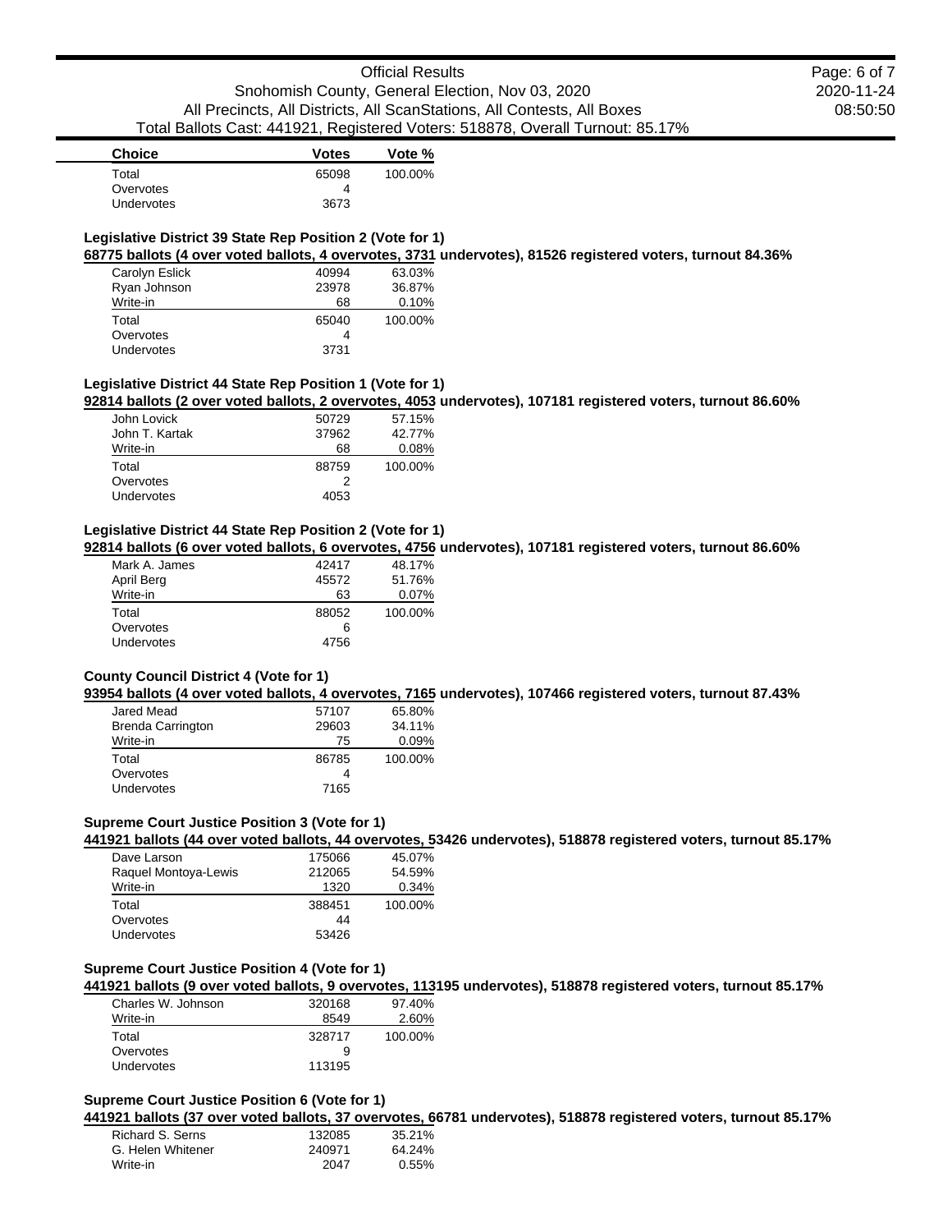| Choice | Votes | Vote % |
|---|---|---|
| Total | 65098 | 100.00% |
| Overvotes | 4 | |
| Undervotes | 3673 | |

### Legislative District 39 State Rep Position 2 (Vote for 1)

**68775 ballots (4 over voted ballots, 4 overvotes, 3731 undervotes), 81526 registered voters, turnout 84.36%**

| Choice | Votes | Vote % |
|---|---|---|
| Carolyn Eslick | 40994 | 63.03% |
| Ryan Johnson | 23978 | 36.87% |
| Write-in | 68 | 0.10% |
| Total | 65040 | 100.00% |
| Overvotes | 4 | |
| Undervotes | 3731 | |

### Legislative District 44 State Rep Position 1 (Vote for 1)

**92814 ballots (2 over voted ballots, 2 overvotes, 4053 undervotes), 107181 registered voters, turnout 86.60%**

| Choice | Votes | Vote % |
|---|---|---|
| John Lovick | 50729 | 57.15% |
| John T. Kartak | 37962 | 42.77% |
| Write-in | 68 | 0.08% |
| Total | 88759 | 100.00% |
| Overvotes | 2 | |
| Undervotes | 4053 | |

### Legislative District 44 State Rep Position 2 (Vote for 1)

**92814 ballots (6 over voted ballots, 6 overvotes, 4756 undervotes), 107181 registered voters, turnout 86.60%**

| Choice | Votes | Vote % |
|---|---|---|
| Mark A. James | 42417 | 48.17% |
| April Berg | 45572 | 51.76% |
| Write-in | 63 | 0.07% |
| Total | 88052 | 100.00% |
| Overvotes | 6 | |
| Undervotes | 4756 | |

### County Council District 4 (Vote for 1)

**93954 ballots (4 over voted ballots, 4 overvotes, 7165 undervotes), 107466 registered voters, turnout 87.43%**

| Choice | Votes | Vote % |
|---|---|---|
| Jared Mead | 57107 | 65.80% |
| Brenda Carrington | 29603 | 34.11% |
| Write-in | 75 | 0.09% |
| Total | 86785 | 100.00% |
| Overvotes | 4 | |
| Undervotes | 7165 | |

### Supreme Court Justice Position 3 (Vote for 1)

**441921 ballots (44 over voted ballots, 44 overvotes, 53426 undervotes), 518878 registered voters, turnout 85.17%**

| Choice | Votes | Vote % |
|---|---|---|
| Dave Larson | 175066 | 45.07% |
| Raquel Montoya-Lewis | 212065 | 54.59% |
| Write-in | 1320 | 0.34% |
| Total | 388451 | 100.00% |
| Overvotes | 44 | |
| Undervotes | 53426 | |

### Supreme Court Justice Position 4 (Vote for 1)

**441921 ballots (9 over voted ballots, 9 overvotes, 113195 undervotes), 518878 registered voters, turnout 85.17%**

| Choice | Votes | Vote % |
|---|---|---|
| Charles W. Johnson | 320168 | 97.40% |
| Write-in | 8549 | 2.60% |
| Total | 328717 | 100.00% |
| Overvotes | 9 | |
| Undervotes | 113195 | |

### Supreme Court Justice Position 6 (Vote for 1)

**441921 ballots (37 over voted ballots, 37 overvotes, 66781 undervotes), 518878 registered voters, turnout 85.17%**

| Choice | Votes | Vote % |
|---|---|---|
| Richard S. Serns | 132085 | 35.21% |
| G. Helen Whitener | 240971 | 64.24% |
| Write-in | 2047 | 0.55% |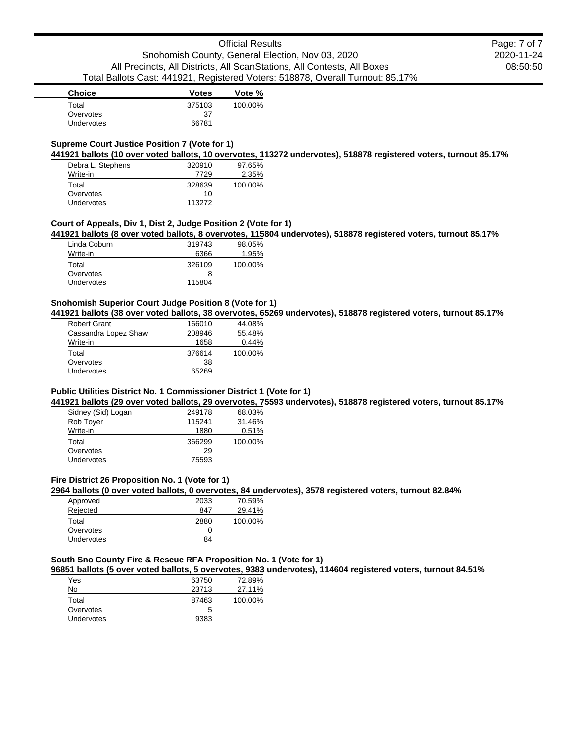| Choice | Votes | Vote % |
|---|---|---|
| Total | 375103 | 100.00% |
| Overvotes | 37 | |
| Undervotes | 66781 | |

### Supreme Court Justice Position 7 (Vote for 1)

**441921 ballots (10 over voted ballots, 10 overvotes, 113272 undervotes), 518878 registered voters, turnout 85.17%**

| | | |
|---|---|---|
| Debra L. Stephens | 320910 | 97.65% |
| Write-in | 7729 | 2.35% |
| Total | 328639 | 100.00% |
| Overvotes | 10 | |
| Undervotes | 113272 | |

### Court of Appeals, Div 1, Dist 2, Judge Position 2 (Vote for 1)

**441921 ballots (8 over voted ballots, 8 overvotes, 115804 undervotes), 518878 registered voters, turnout 85.17%**

| | | |
|---|---|---|
| Linda Coburn | 319743 | 98.05% |
| Write-in | 6366 | 1.95% |
| Total | 326109 | 100.00% |
| Overvotes | 8 | |
| Undervotes | 115804 | |

### Snohomish Superior Court Judge Position 8 (Vote for 1)

**441921 ballots (38 over voted ballots, 38 overvotes, 65269 undervotes), 518878 registered voters, turnout 85.17%**

| | | |
|---|---|---|
| Robert Grant | 166010 | 44.08% |
| Cassandra Lopez Shaw | 208946 | 55.48% |
| Write-in | 1658 | 0.44% |
| Total | 376614 | 100.00% |
| Overvotes | 38 | |
| Undervotes | 65269 | |

### Public Utilities District No. 1 Commissioner District 1 (Vote for 1)

**441921 ballots (29 over voted ballots, 29 overvotes, 75593 undervotes), 518878 registered voters, turnout 85.17%**

| | | |
|---|---|---|
| Sidney (Sid) Logan | 249178 | 68.03% |
| Rob Toyer | 115241 | 31.46% |
| Write-in | 1880 | 0.51% |
| Total | 366299 | 100.00% |
| Overvotes | 29 | |
| Undervotes | 75593 | |

### Fire District 26 Proposition No. 1 (Vote for 1)

**2964 ballots (0 over voted ballots, 0 overvotes, 84 undervotes), 3578 registered voters, turnout 82.84%**

| | | |
|---|---|---|
| Approved | 2033 | 70.59% |
| Rejected | 847 | 29.41% |
| Total | 2880 | 100.00% |
| Overvotes | 0 | |
| Undervotes | 84 | |

### South Sno County Fire & Rescue RFA Proposition No. 1 (Vote for 1)

**96851 ballots (5 over voted ballots, 5 overvotes, 9383 undervotes), 114604 registered voters, turnout 84.51%**

| | | |
|---|---|---|
| Yes | 63750 | 72.89% |
| No | 23713 | 27.11% |
| Total | 87463 | 100.00% |
| Overvotes | 5 | |
| Undervotes | 9383 | |